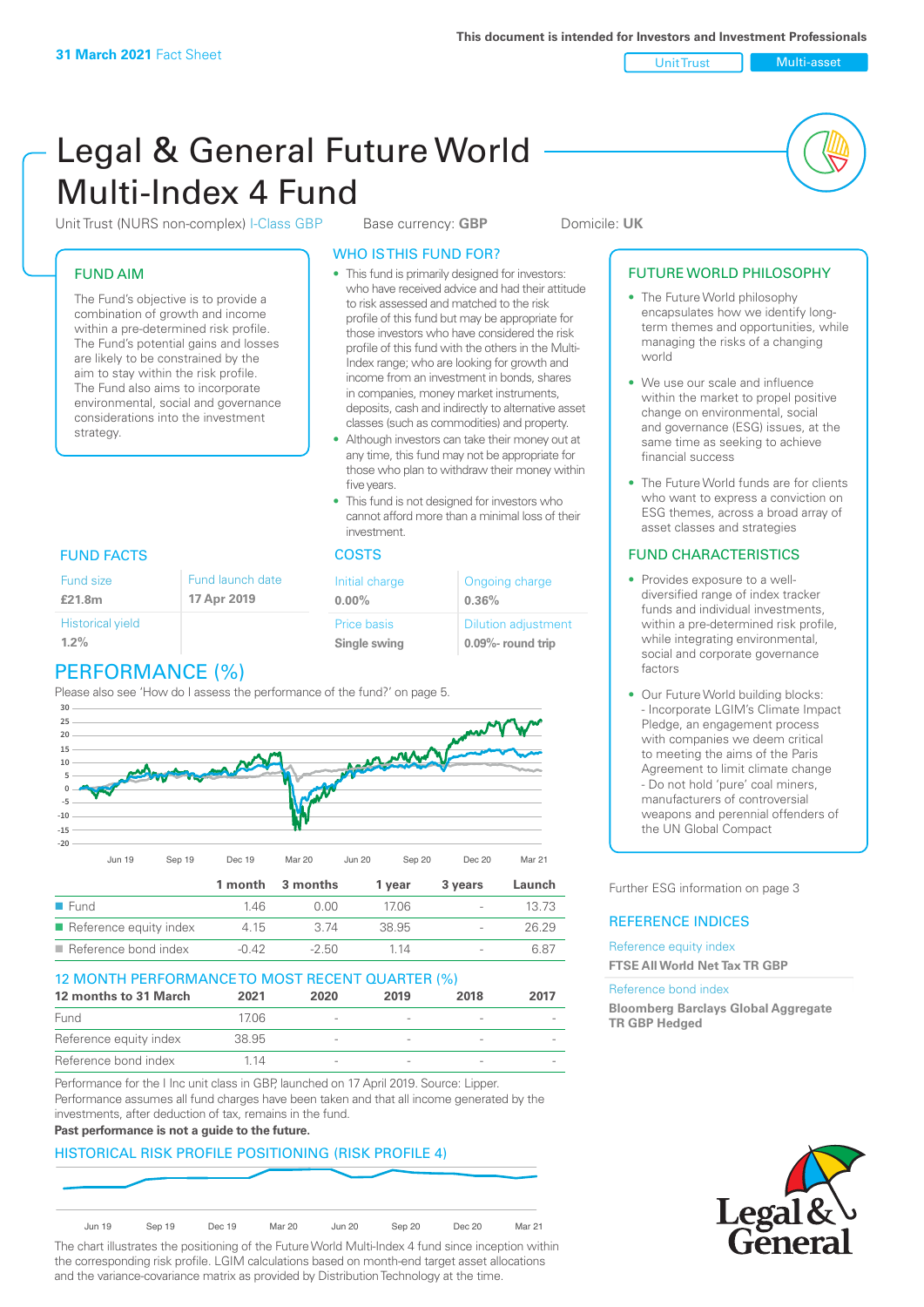**31 March 2021** Fact Sheet

This document is intended for Investors and Investment Professionals

Unit Trust | Multi-asset

# Legal & General Future World Multi-Index 4 Fund

Unit Trust (NURS non-complex) I-Class GBP    Base currency: **GBP**    Domicile: **UK**

## FUND AIM

The Fund's objective is to provide a combination of growth and income within a pre-determined risk profile. The Fund's potential gains and losses are likely to be constrained by the aim to stay within the risk profile. The Fund also aims to incorporate environmental, social and governance considerations into the investment strategy.

## WHO IS THIS FUND FOR?

- This fund is primarily designed for investors: who have received advice and had their attitude to risk assessed and matched to the risk profile of this fund but may be appropriate for those investors who have considered the risk profile of this fund with the others in the Multi-Index range; who are looking for growth and income from an investment in bonds, shares in companies, money market instruments, deposits, cash and indirectly to alternative asset classes (such as commodities) and property.
- Although investors can take their money out at any time, this fund may not be appropriate for those who plan to withdraw their money within five years.
- This fund is not designed for investors who cannot afford more than a minimal loss of their investment.

## FUTURE WORLD PHILOSOPHY

- The Future World philosophy encapsulates how we identify long-term themes and opportunities, while managing the risks of a changing world
- We use our scale and influence within the market to propel positive change on environmental, social and governance (ESG) issues, at the same time as seeking to achieve financial success
- The Future World funds are for clients who want to express a conviction on ESG themes, across a broad array of asset classes and strategies

## FUND FACTS

| Fund size | Fund launch date |
|---|---|
| **£21.8m** | **17 Apr 2019** |
| Historical yield | |
| **1.2%** | |

## COSTS

| Initial charge | Ongoing charge |
|---|---|
| **0.00%** | **0.36%** |
| Price basis | Dilution adjustment |
| **Single swing** | **0.09%- round trip** |

## FUND CHARACTERISTICS

- Provides exposure to a well-diversified range of index tracker funds and individual investments, within a pre-determined risk profile, while integrating environmental, social and corporate governance factors
- Our Future World building blocks:
  - Incorporate LGIM's Climate Impact Pledge, an engagement process with companies we deem critical to meeting the aims of the Paris Agreement to limit climate change
  - Do not hold 'pure' coal miners, manufacturers of controversial weapons and perennial offenders of the UN Global Compact

Further ESG information on page 3

## PERFORMANCE (%)

Please also see 'How do I assess the performance of the fund?' on page 5.

| | 1 month | 3 months | 1 year | 3 years | Launch |
|---|---|---|---|---|---|
| Fund | 1.46 | 0.00 | 17.06 | - | 13.73 |
| Reference equity index | 4.15 | 3.74 | 38.95 | - | 26.29 |
| Reference bond index | -0.42 | -2.50 | 1.14 | - | 6.87 |

## REFERENCE INDICES

Reference equity index
**FTSE All World Net Tax TR GBP**

Reference bond index
**Bloomberg Barclays Global Aggregate TR GBP Hedged**

## 12 MONTH PERFORMANCE TO MOST RECENT QUARTER (%)

| 12 months to 31 March | 2021 | 2020 | 2019 | 2018 | 2017 |
|---|---|---|---|---|---|
| Fund | 17.06 | - | - | - | - |
| Reference equity index | 38.95 | - | - | - | - |
| Reference bond index | 1.14 | - | - | - | - |

Performance for the I Inc unit class in GBP, launched on 17 April 2019. Source: Lipper. Performance assumes all fund charges have been taken and that all income generated by the investments, after deduction of tax, remains in the fund.
**Past performance is not a guide to the future.**

## HISTORICAL RISK PROFILE POSITIONING (RISK PROFILE 4)

The chart illustrates the positioning of the Future World Multi-Index 4 fund since inception within the corresponding risk profile. LGIM calculations based on month-end target asset allocations and the variance-covariance matrix as provided by Distribution Technology at the time.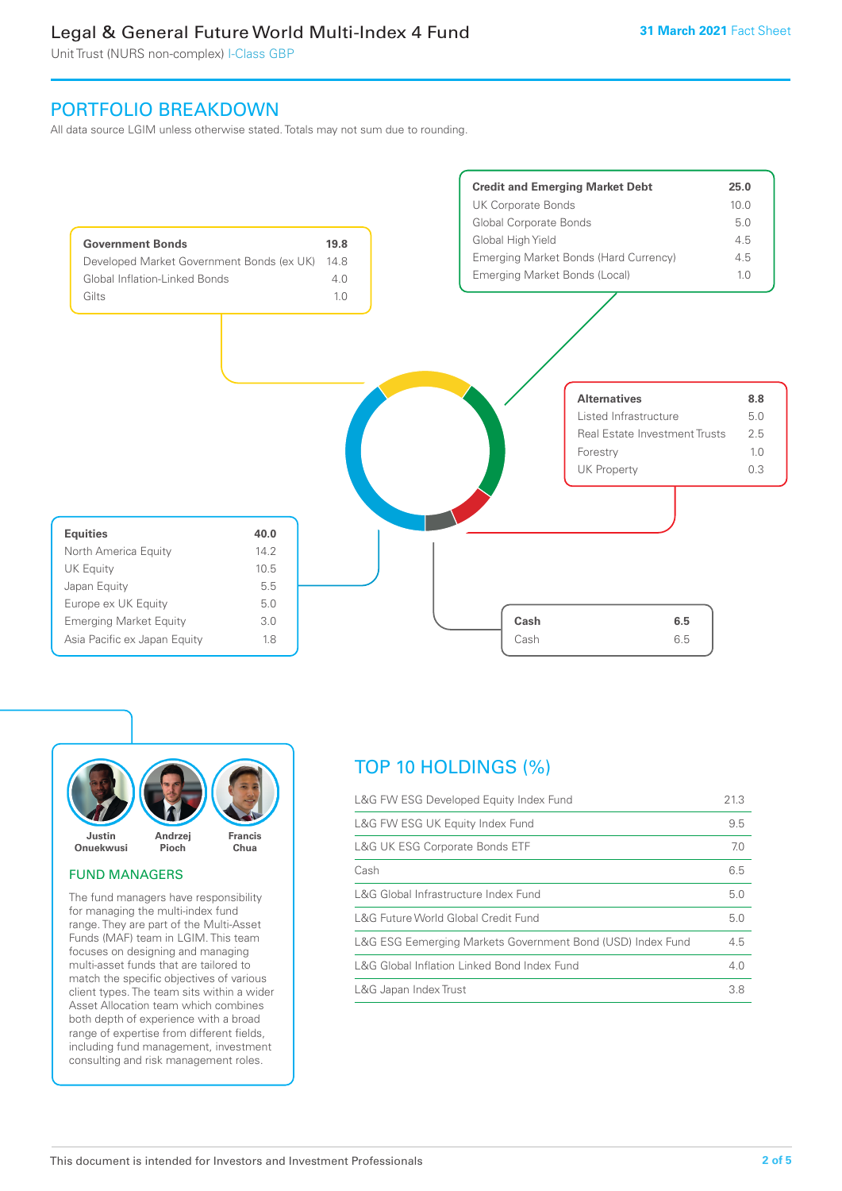# Legal & General Future World Multi-Index 4 Fund

Unit Trust (NURS non-complex) I-Class GBP

31 March 2021 Fact Sheet

## PORTFOLIO BREAKDOWN

All data source LGIM unless otherwise stated. Totals may not sum due to rounding.

| **Government Bonds** | **19.8** |
|---|---|
| Developed Market Government Bonds (ex UK) | 14.8 |
| Global Inflation-Linked Bonds | 4.0 |
| Gilts | 1.0 |

| **Credit and Emerging Market Debt** | **25.0** |
|---|---|
| UK Corporate Bonds | 10.0 |
| Global Corporate Bonds | 5.0 |
| Global High Yield | 4.5 |
| Emerging Market Bonds (Hard Currency) | 4.5 |
| Emerging Market Bonds (Local) | 1.0 |

| **Alternatives** | **8.8** |
|---|---|
| Listed Infrastructure | 5.0 |
| Real Estate Investment Trusts | 2.5 |
| Forestry | 1.0 |
| UK Property | 0.3 |

| **Equities** | **40.0** |
|---|---|
| North America Equity | 14.2 |
| UK Equity | 10.5 |
| Japan Equity | 5.5 |
| Europe ex UK Equity | 5.0 |
| Emerging Market Equity | 3.0 |
| Asia Pacific ex Japan Equity | 1.8 |

| **Cash** | **6.5** |
|---|---|
| Cash | 6.5 |

Justin Onuekwusi, Andrzej Pioch, Francis Chua

### FUND MANAGERS

The fund managers have responsibility for managing the multi-index fund range. They are part of the Multi-Asset Funds (MAF) team in LGIM. This team focuses on designing and managing multi-asset funds that are tailored to match the specific objectives of various client types. The team sits within a wider Asset Allocation team which combines both depth of experience with a broad range of expertise from different fields, including fund management, investment consulting and risk management roles.

## TOP 10 HOLDINGS (%)

| Holding | % |
|---|---|
| L&G FW ESG Developed Equity Index Fund | 21.3 |
| L&G FW ESG UK Equity Index Fund | 9.5 |
| L&G UK ESG Corporate Bonds ETF | 7.0 |
| Cash | 6.5 |
| L&G Global Infrastructure Index Fund | 5.0 |
| L&G Future World Global Credit Fund | 5.0 |
| L&G ESG Eemerging Markets Government Bond (USD) Index Fund | 4.5 |
| L&G Global Inflation Linked Bond Index Fund | 4.0 |
| L&G Japan Index Trust | 3.8 |

This document is intended for Investors and Investment Professionals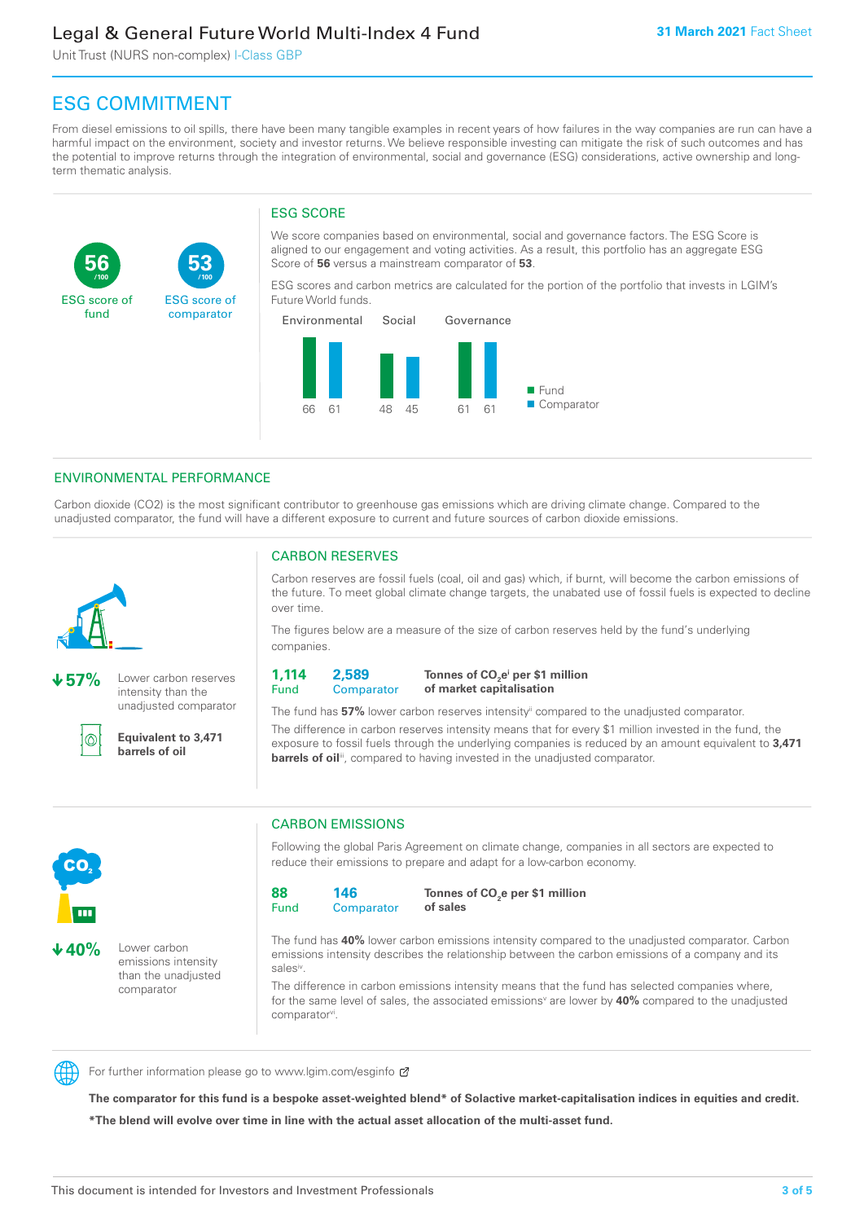# ESG COMMITMENT

From diesel emissions to oil spills, there have been many tangible examples in recent years of how failures in the way companies are run can have a harmful impact on the environment, society and investor returns. We believe responsible investing can mitigate the risk of such outcomes and has the potential to improve returns through the integration of environmental, social and governance (ESG) considerations, active ownership and long-term thematic analysis.

**56** /100
ESG score of fund

**53** /100
ESG score of comparator

## ESG SCORE

We score companies based on environmental, social and governance factors. The ESG Score is aligned to our engagement and voting activities. As a result, this portfolio has an aggregate ESG Score of **56** versus a mainstream comparator of **53**.

ESG scores and carbon metrics are calculated for the portion of the portfolio that invests in LGIM's Future World funds.

| | Environmental | Social | Governance |
|---|---|---|---|
| Fund | 66 | 48 | 61 |
| Comparator | 61 | 45 | 61 |

## ENVIRONMENTAL PERFORMANCE

Carbon dioxide (CO2) is the most significant contributor to greenhouse gas emissions which are driving climate change. Compared to the unadjusted comparator, the fund will have a different exposure to current and future sources of carbon dioxide emissions.

**↓57%** Lower carbon reserves intensity than the unadjusted comparator

**Equivalent to 3,471 barrels of oil**

### CARBON RESERVES

Carbon reserves are fossil fuels (coal, oil and gas) which, if burnt, will become the carbon emissions of the future. To meet global climate change targets, the unabated use of fossil fuels is expected to decline over time.

The figures below are a measure of the size of carbon reserves held by the fund's underlying companies.

**1,114** Fund | **2,589** Comparator | **Tonnes of $CO_2e$[i] per $1 million of market capitalisation**

The fund has **57%** lower carbon reserves intensity[ii] compared to the unadjusted comparator.

The difference in carbon reserves intensity means that for every $1 million invested in the fund, the exposure to fossil fuels through the underlying companies is reduced by an amount equivalent to **3,471 barrels of oil**[iii], compared to having invested in the unadjusted comparator.

**↓40%** Lower carbon emissions intensity than the unadjusted comparator

### CARBON EMISSIONS

Following the global Paris Agreement on climate change, companies in all sectors are expected to reduce their emissions to prepare and adapt for a low-carbon economy.

**88** Fund | **146** Comparator | **Tonnes of $CO_2e$ per $1 million of sales**

The fund has **40%** lower carbon emissions intensity compared to the unadjusted comparator. Carbon emissions intensity describes the relationship between the carbon emissions of a company and its sales[iv].

The difference in carbon emissions intensity means that the fund has selected companies where, for the same level of sales, the associated emissions[v] are lower by **40%** compared to the unadjusted comparator[vi].

For further information please go to www.lgim.com/esginfo

**The comparator for this fund is a bespoke asset-weighted blend* of Solactive market-capitalisation indices in equities and credit.**

***The blend will evolve over time in line with the actual asset allocation of the multi-asset fund.**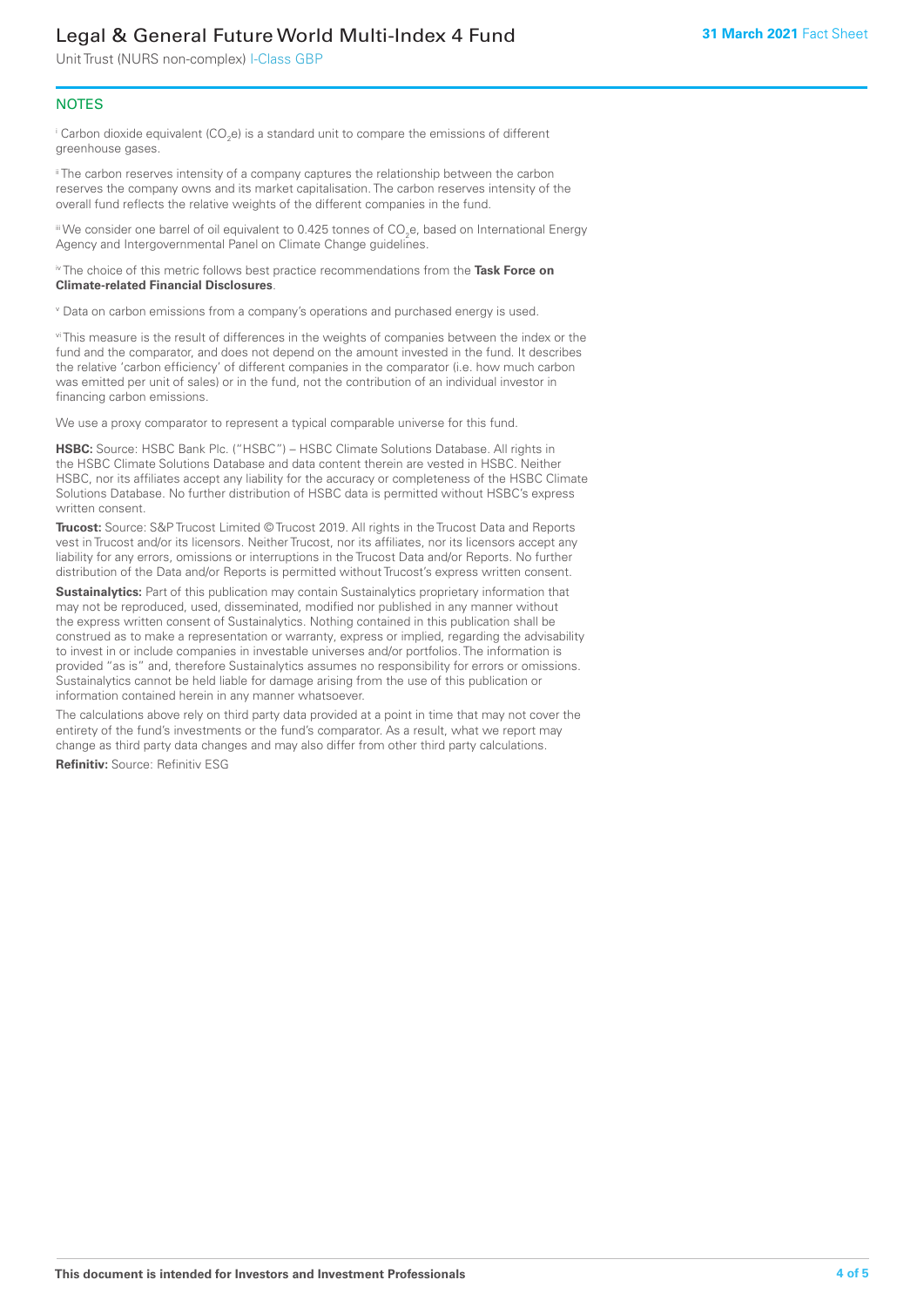## NOTES

[i] Carbon dioxide equivalent ($CO_2e$) is a standard unit to compare the emissions of different greenhouse gases.

[ii] The carbon reserves intensity of a company captures the relationship between the carbon reserves the company owns and its market capitalisation. The carbon reserves intensity of the overall fund reflects the relative weights of the different companies in the fund.

[iii] We consider one barrel of oil equivalent to 0.425 tonnes of $CO_2e$, based on International Energy Agency and Intergovernmental Panel on Climate Change guidelines.

[iv] The choice of this metric follows best practice recommendations from the **Task Force on Climate-related Financial Disclosures**.

[v] Data on carbon emissions from a company's operations and purchased energy is used.

[vi] This measure is the result of differences in the weights of companies between the index or the fund and the comparator, and does not depend on the amount invested in the fund. It describes the relative 'carbon efficiency' of different companies in the comparator (i.e. how much carbon was emitted per unit of sales) or in the fund, not the contribution of an individual investor in financing carbon emissions.

We use a proxy comparator to represent a typical comparable universe for this fund.

**HSBC:** Source: HSBC Bank Plc. ("HSBC") – HSBC Climate Solutions Database. All rights in the HSBC Climate Solutions Database and data content therein are vested in HSBC. Neither HSBC, nor its affiliates accept any liability for the accuracy or completeness of the HSBC Climate Solutions Database. No further distribution of HSBC data is permitted without HSBC's express written consent.

**Trucost:** Source: S&P Trucost Limited © Trucost 2019. All rights in the Trucost Data and Reports vest in Trucost and/or its licensors. Neither Trucost, nor its affiliates, nor its licensors accept any liability for any errors, omissions or interruptions in the Trucost Data and/or Reports. No further distribution of the Data and/or Reports is permitted without Trucost's express written consent.

**Sustainalytics:** Part of this publication may contain Sustainalytics proprietary information that may not be reproduced, used, disseminated, modified nor published in any manner without the express written consent of Sustainalytics. Nothing contained in this publication shall be construed as to make a representation or warranty, express or implied, regarding the advisability to invest in or include companies in investable universes and/or portfolios. The information is provided "as is" and, therefore Sustainalytics assumes no responsibility for errors or omissions. Sustainalytics cannot be held liable for damage arising from the use of this publication or information contained herein in any manner whatsoever.

The calculations above rely on third party data provided at a point in time that may not cover the entirety of the fund's investments or the fund's comparator. As a result, what we report may change as third party data changes and may also differ from other third party calculations.

**Refinitiv:** Source: Refinitiv ESG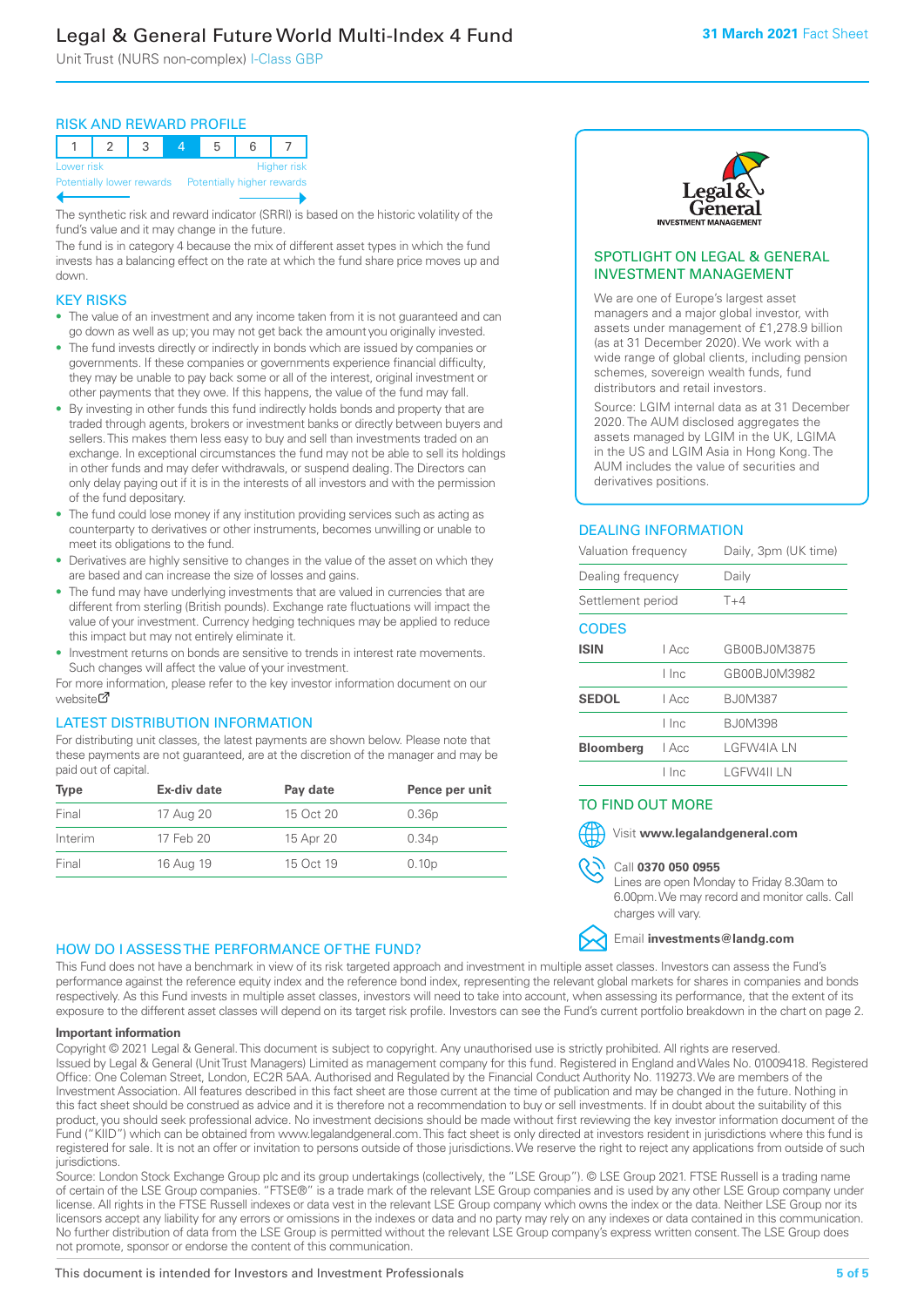# Legal & General Future World Multi-Index 4 Fund

Unit Trust (NURS non-complex) I-Class GBP

**31 March 2021** Fact Sheet

## RISK AND REWARD PROFILE

| 1 | 2 | 3 | 4 | 5 | 6 | 7 |
|---|---|---|---|---|---|---|

Lower risk — Higher risk

Potentially lower rewards — Potentially higher rewards

The synthetic risk and reward indicator (SRRI) is based on the historic volatility of the fund's value and it may change in the future.

The fund is in category 4 because the mix of different asset types in which the fund invests has a balancing effect on the rate at which the fund share price moves up and down.

## KEY RISKS

- The value of an investment and any income taken from it is not guaranteed and can go down as well as up; you may not get back the amount you originally invested.
- The fund invests directly or indirectly in bonds which are issued by companies or governments. If these companies or governments experience financial difficulty, they may be unable to pay back some or all of the interest, original investment or other payments that they owe. If this happens, the value of the fund may fall.
- By investing in other funds this fund indirectly holds bonds and property that are traded through agents, brokers or investment banks or directly between buyers and sellers. This makes them less easy to buy and sell than investments traded on an exchange. In exceptional circumstances the fund may not be able to sell its holdings in other funds and may defer withdrawals, or suspend dealing. The Directors can only delay paying out if it is in the interests of all investors and with the permission of the fund depositary.
- The fund could lose money if any institution providing services such as acting as counterparty to derivatives or other instruments, becomes unwilling or unable to meet its obligations to the fund.
- Derivatives are highly sensitive to changes in the value of the asset on which they are based and can increase the size of losses and gains.
- The fund may have underlying investments that are valued in currencies that are different from sterling (British pounds). Exchange rate fluctuations will impact the value of your investment. Currency hedging techniques may be applied to reduce this impact but may not entirely eliminate it.
- Investment returns on bonds are sensitive to trends in interest rate movements. Such changes will affect the value of your investment.

For more information, please refer to the key investor information document on our website

## LATEST DISTRIBUTION INFORMATION

For distributing unit classes, the latest payments are shown below. Please note that these payments are not guaranteed, are at the discretion of the manager and may be paid out of capital.

| Type | Ex-div date | Pay date | Pence per unit |
|---|---|---|---|
| Final | 17 Aug 20 | 15 Oct 20 | 0.36p |
| Interim | 17 Feb 20 | 15 Apr 20 | 0.34p |
| Final | 16 Aug 19 | 15 Oct 19 | 0.10p |

## SPOTLIGHT ON LEGAL & GENERAL INVESTMENT MANAGEMENT

We are one of Europe's largest asset managers and a major global investor, with assets under management of £1,278.9 billion (as at 31 December 2020). We work with a wide range of global clients, including pension schemes, sovereign wealth funds, fund distributors and retail investors.

Source: LGIM internal data as at 31 December 2020. The AUM disclosed aggregates the assets managed by LGIM in the UK, LGIMA in the US and LGIM Asia in Hong Kong. The AUM includes the value of securities and derivatives positions.

## DEALING INFORMATION

| | |
|---|---|
| Valuation frequency | Daily, 3pm (UK time) |
| Dealing frequency | Daily |
| Settlement period | T+4 |

## CODES

| | | |
|---|---|---|
| **ISIN** | I Acc | GB00BJ0M3875 |
| | I Inc | GB00BJ0M3982 |
| **SEDOL** | I Acc | BJ0M387 |
| | I Inc | BJ0M398 |
| **Bloomberg** | I Acc | LGFW4IA LN |
| | I Inc | LGFW4II LN |

## TO FIND OUT MORE

Visit **www.legalandgeneral.com**

Call **0370 050 0955**
Lines are open Monday to Friday 8.30am to 6.00pm. We may record and monitor calls. Call charges will vary.

Email **investments@landg.com**

## HOW DO I ASSESS THE PERFORMANCE OF THE FUND?

This Fund does not have a benchmark in view of its risk targeted approach and investment in multiple asset classes. Investors can assess the Fund's performance against the reference equity index and the reference bond index, representing the relevant global markets for shares in companies and bonds respectively. As this Fund invests in multiple asset classes, investors will need to take into account, when assessing its performance, that the extent of its exposure to the different asset classes will depend on its target risk profile. Investors can see the Fund's current portfolio breakdown in the chart on page 2.

**Important information**

Copyright © 2021 Legal & General. This document is subject to copyright. Any unauthorised use is strictly prohibited. All rights are reserved. Issued by Legal & General (Unit Trust Managers) Limited as management company for this fund. Registered in England and Wales No. 01009418. Registered Office: One Coleman Street, London, EC2R 5AA. Authorised and Regulated by the Financial Conduct Authority No. 119273. We are members of the Investment Association. All features described in this fact sheet are those current at the time of publication and may be changed in the future. Nothing in this fact sheet should be construed as advice and it is therefore not a recommendation to buy or sell investments. If in doubt about the suitability of this product, you should seek professional advice. No investment decisions should be made without first reviewing the key investor information document of the Fund ("KIID") which can be obtained from www.legalandgeneral.com. This fact sheet is only directed at investors resident in jurisdictions where this fund is registered for sale. It is not an offer or invitation to persons outside of those jurisdictions. We reserve the right to reject any applications from outside of such jurisdictions.

Source: London Stock Exchange Group plc and its group undertakings (collectively, the "LSE Group"). © LSE Group 2021. FTSE Russell is a trading name of certain of the LSE Group companies. "FTSE®" is a trade mark of the relevant LSE Group companies and is used by any other LSE Group company under license. All rights in the FTSE Russell indexes or data vest in the relevant LSE Group company which owns the index or the data. Neither LSE Group nor its licensors accept any liability for any errors or omissions in the indexes or data and no party may rely on any indexes or data contained in this communication. No further distribution of data from the LSE Group is permitted without the relevant LSE Group company's express written consent. The LSE Group does not promote, sponsor or endorse the content of this communication.

This document is intended for Investors and Investment Professionals